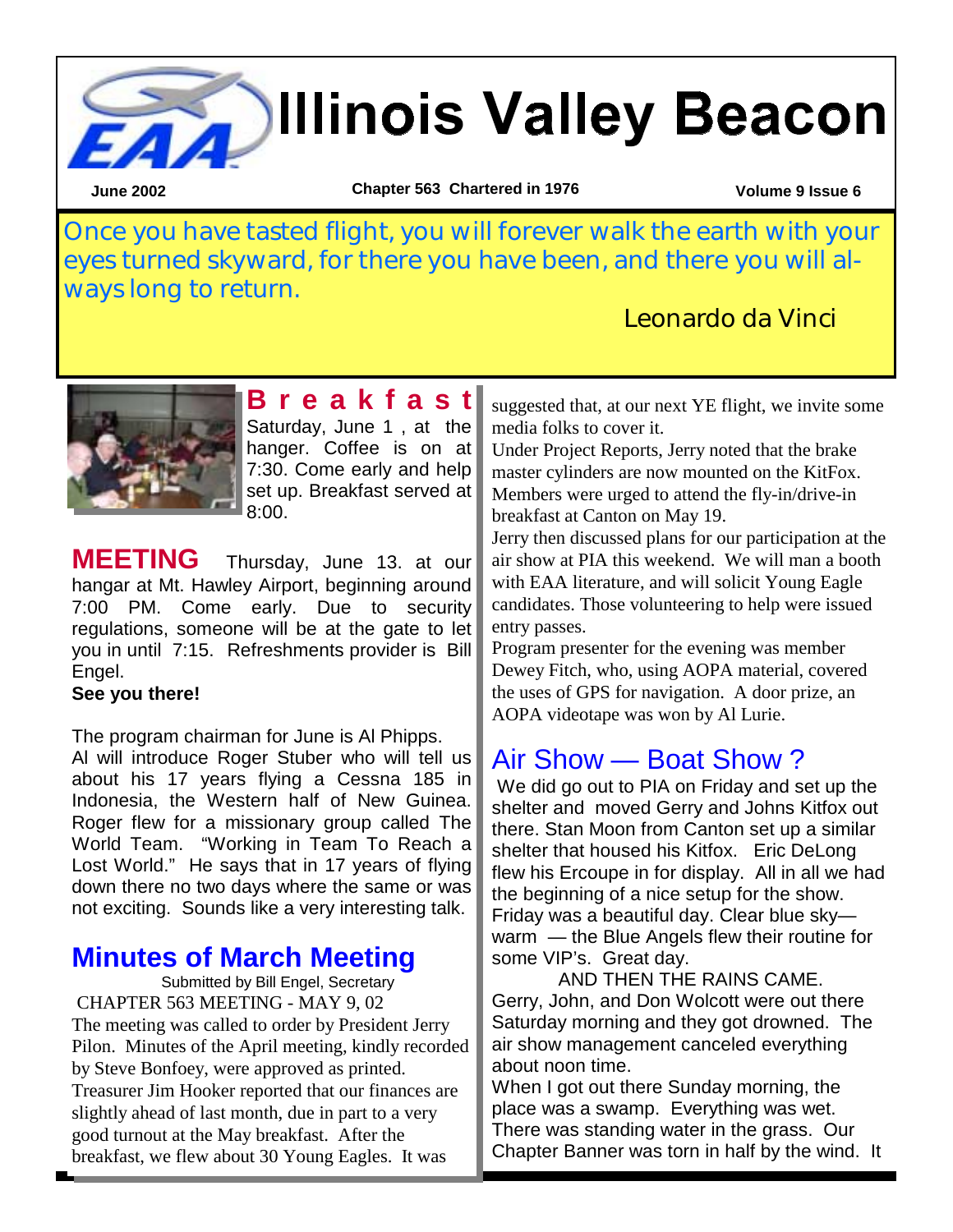# Illinois Valley Beacon

June 2002 | Chapter 563 Chartered in 1976 | Volume 9 Issue 6

Once you have tasted flight, you will forever walk the earth with your eyes turned skyward, for there you have been, and there you will always long to return.

Leonardo da Vinci

## Breakfast

Saturday, June 1 , at the hanger. Coffee is on at 7:30. Come early and help set up. Breakfast served at 8:00.

**MEETING** Thursday, June 13. at our hangar at Mt. Hawley Airport, beginning around 7:00 PM. Come early. Due to security regulations, someone will be at the gate to let you in until 7:15. Refreshments provider is Bill Engel.

**See you there!**

The program chairman for June is Al Phipps. Al will introduce Roger Stuber who will tell us about his 17 years flying a Cessna 185 in Indonesia, the Western half of New Guinea. Roger flew for a missionary group called The World Team. "Working in Team To Reach a Lost World." He says that in 17 years of flying down there no two days where the same or was not exciting. Sounds like a very interesting talk.

## Minutes of March Meeting

Submitted by Bill Engel, Secretary

CHAPTER 563 MEETING - MAY 9, 02

The meeting was called to order by President Jerry Pilon. Minutes of the April meeting, kindly recorded by Steve Bonfoey, were approved as printed.

Treasurer Jim Hooker reported that our finances are slightly ahead of last month, due in part to a very good turnout at the May breakfast. After the breakfast, we flew about 30 Young Eagles. It was suggested that, at our next YE flight, we invite some media folks to cover it.

Under Project Reports, Jerry noted that the brake master cylinders are now mounted on the KitFox.

Members were urged to attend the fly-in/drive-in breakfast at Canton on May 19.

Jerry then discussed plans for our participation at the air show at PIA this weekend. We will man a booth with EAA literature, and will solicit Young Eagle candidates. Those volunteering to help were issued entry passes.

Program presenter for the evening was member Dewey Fitch, who, using AOPA material, covered the uses of GPS for navigation. A door prize, an AOPA videotape was won by Al Lurie.

## Air Show — Boat Show ?

We did go out to PIA on Friday and set up the shelter and moved Gerry and Johns Kitfox out there. Stan Moon from Canton set up a similar shelter that housed his Kitfox. Eric DeLong flew his Ercoupe in for display. All in all we had the beginning of a nice setup for the show. Friday was a beautiful day. Clear blue sky— warm — the Blue Angels flew their routine for some VIP's. Great day.

AND THEN THE RAINS CAME.

Gerry, John, and Don Wolcott were out there Saturday morning and they got drowned. The air show management canceled everything about noon time.

When I got out there Sunday morning, the place was a swamp. Everything was wet. There was standing water in the grass. Our Chapter Banner was torn in half by the wind. It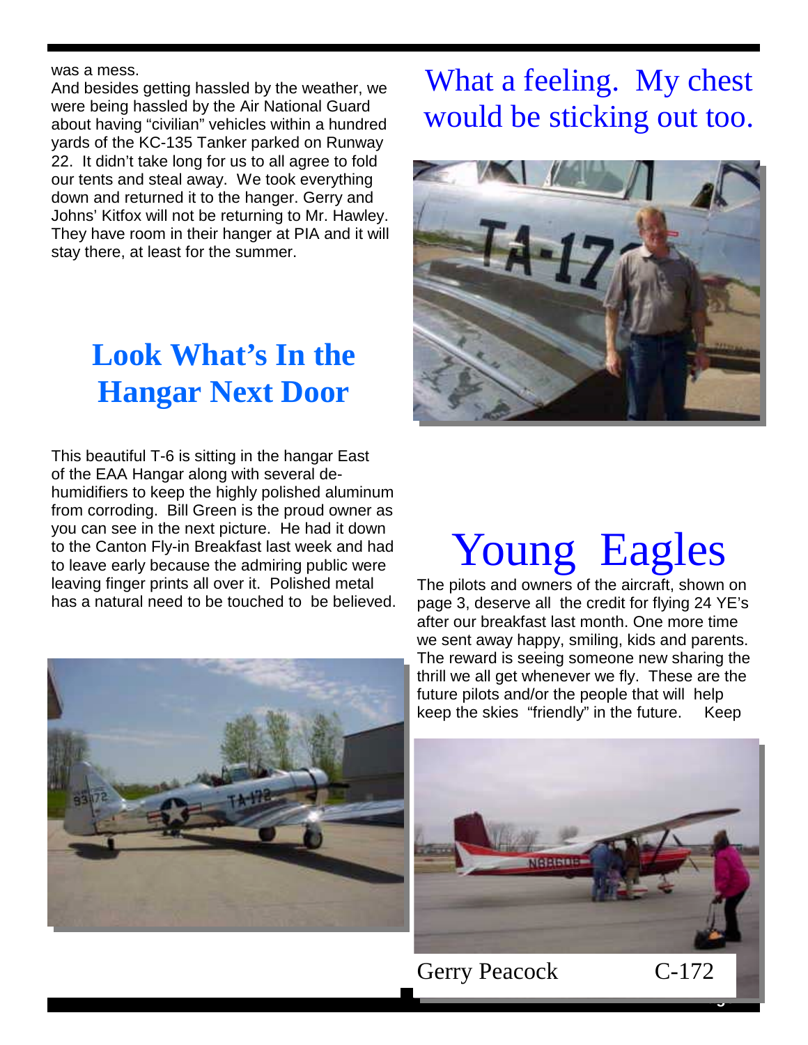was a mess.

And besides getting hassled by the weather, we were being hassled by the Air National Guard about having "civilian" vehicles within a hundred yards of the KC-135 Tanker parked on Runway 22. It didn't take long for us to all agree to fold our tents and steal away. We took everything down and returned it to the hanger. Gerry and Johns' Kitfox will not be returning to Mr. Hawley. They have room in their hanger at PIA and it will stay there, at least for the summer.

## Look What's In the Hangar Next Door

This beautiful T-6 is sitting in the hangar East of the EAA Hangar along with several de-humidifiers to keep the highly polished aluminum from corroding. Bill Green is the proud owner as you can see in the next picture. He had it down to the Canton Fly-in Breakfast last week and had to leave early because the admiring public were leaving finger prints all over it. Polished metal has a natural need to be touched to be believed.

## What a feeling. My chest would be sticking out too.

# Young Eagles

The pilots and owners of the aircraft, shown on page 3, deserve all the credit for flying 24 YE's after our breakfast last month. One more time we sent away happy, smiling, kids and parents. The reward is seeing someone new sharing the thrill we all get whenever we fly. These are the future pilots and/or the people that will help keep the skies "friendly" in the future. Keep

Gerry Peacock C-172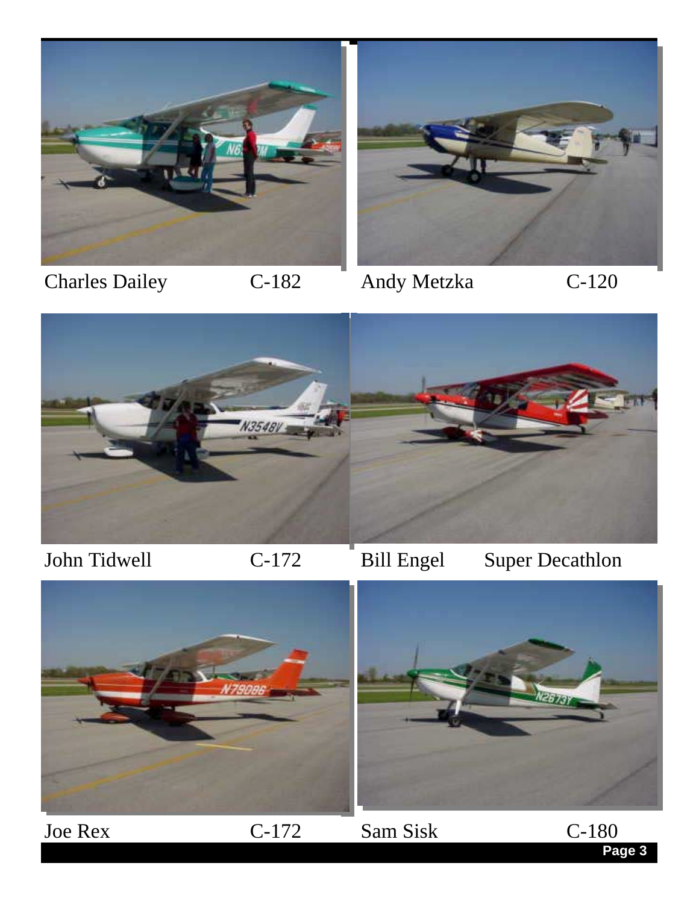Charles Dailey C-182

Andy Metzka C-120

John Tidwell C-172

Bill Engel Super Decathlon

Joe Rex C-172

Sam Sisk C-180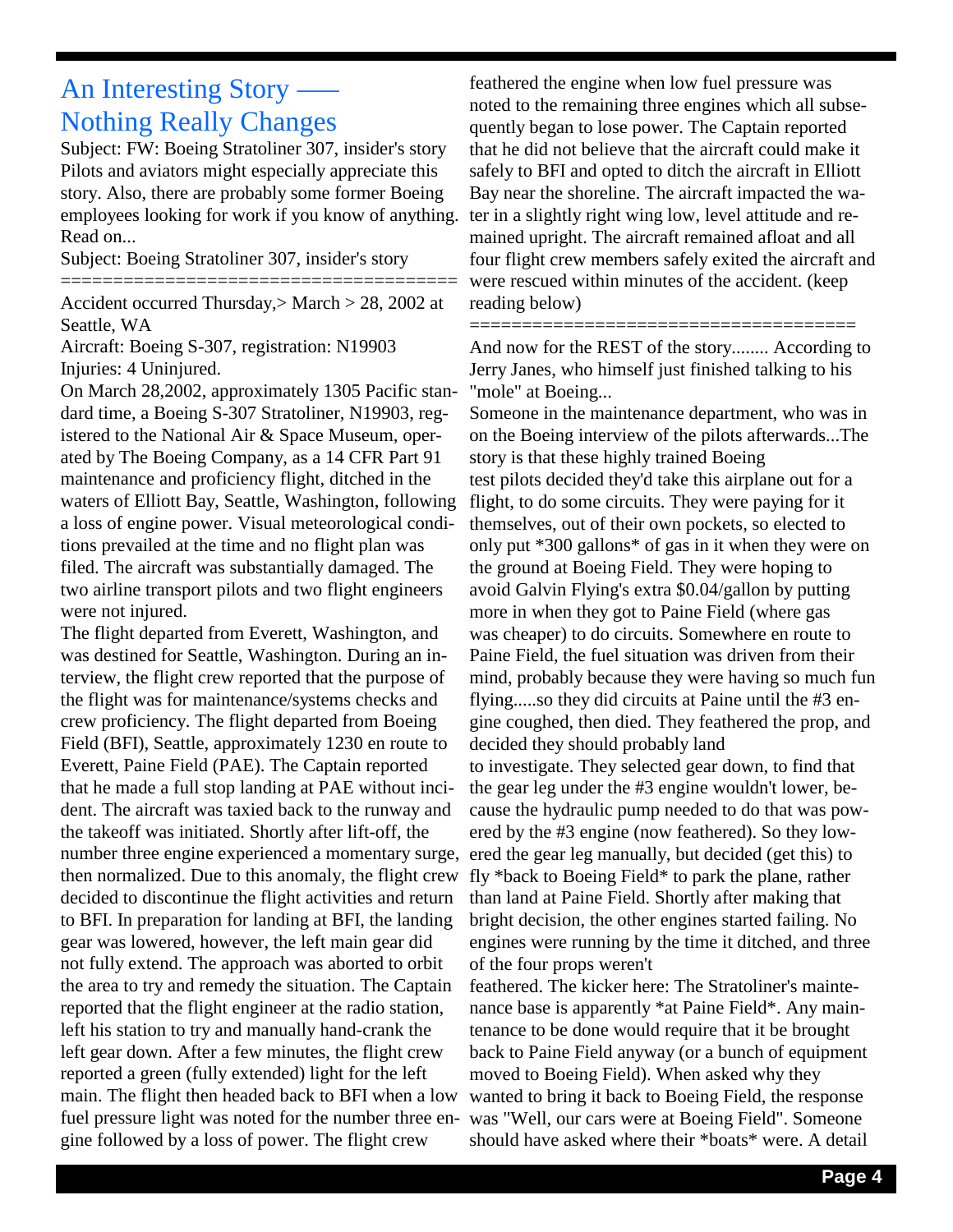## An Interesting Story —— Nothing Really Changes

Subject: FW: Boeing Stratoliner 307, insider's story

Pilots and aviators might especially appreciate this story. Also, there are probably some former Boeing employees looking for work if you know of anything. Read on...

Subject: Boeing Stratoliner 307, insider's story

======================================

Accident occurred Thursday,> March > 28, 2002 at Seattle, WA

Aircraft: Boeing S-307, registration: N19903

Injuries: 4 Uninjured.

On March 28,2002, approximately 1305 Pacific standard time, a Boeing S-307 Stratoliner, N19903, registered to the National Air & Space Museum, operated by The Boeing Company, as a 14 CFR Part 91 maintenance and proficiency flight, ditched in the waters of Elliott Bay, Seattle, Washington, following a loss of engine power. Visual meteorological conditions prevailed at the time and no flight plan was filed. The aircraft was substantially damaged. The two airline transport pilots and two flight engineers were not injured.

The flight departed from Everett, Washington, and was destined for Seattle, Washington. During an interview, the flight crew reported that the purpose of the flight was for maintenance/systems checks and crew proficiency. The flight departed from Boeing Field (BFI), Seattle, approximately 1230 en route to Everett, Paine Field (PAE). The Captain reported that he made a full stop landing at PAE without incident. The aircraft was taxied back to the runway and the takeoff was initiated. Shortly after lift-off, the number three engine experienced a momentary surge, then normalized. Due to this anomaly, the flight crew decided to discontinue the flight activities and return to BFI. In preparation for landing at BFI, the landing gear was lowered, however, the left main gear did not fully extend. The approach was aborted to orbit the area to try and remedy the situation. The Captain reported that the flight engineer at the radio station, left his station to try and manually hand-crank the left gear down. After a few minutes, the flight crew reported a green (fully extended) light for the left main. The flight then headed back to BFI when a low fuel pressure light was noted for the number three engine followed by a loss of power. The flight crew feathered the engine when low fuel pressure was noted to the remaining three engines which all subsequently began to lose power. The Captain reported that he did not believe that the aircraft could make it safely to BFI and opted to ditch the aircraft in Elliott Bay near the shoreline. The aircraft impacted the water in a slightly right wing low, level attitude and remained upright. The aircraft remained afloat and all four flight crew members safely exited the aircraft and were rescued within minutes of the accident. (keep reading below)

====================================

And now for the REST of the story........ According to Jerry Janes, who himself just finished talking to his "mole" at Boeing...

Someone in the maintenance department, who was in on the Boeing interview of the pilots afterwards...The story is that these highly trained Boeing test pilots decided they'd take this airplane out for a flight, to do some circuits. They were paying for it themselves, out of their own pockets, so elected to only put *300 gallons* of gas in it when they were on the ground at Boeing Field. They were hoping to avoid Galvin Flying's extra $0.04/gallon by putting more in when they got to Paine Field (where gas was cheaper) to do circuits. Somewhere en route to Paine Field, the fuel situation was driven from their mind, probably because they were having so much fun flying.....so they did circuits at Paine until the #3 engine coughed, then died. They feathered the prop, and decided they should probably land to investigate. They selected gear down, to find that the gear leg under the #3 engine wouldn't lower, because the hydraulic pump needed to do that was powered by the #3 engine (now feathered). So they lowered the gear leg manually, but decided (get this) to fly *back to Boeing Field* to park the plane, rather than land at Paine Field. Shortly after making that bright decision, the other engines started failing. No engines were running by the time it ditched, and three of the four props weren't feathered. The kicker here: The Stratoliner's maintenance base is apparently *at Paine Field*. Any maintenance to be done would require that it be brought back to Paine Field anyway (or a bunch of equipment moved to Boeing Field). When asked why they wanted to bring it back to Boeing Field, the response was "Well, our cars were at Boeing Field". Someone should have asked where their *boats* were. A detail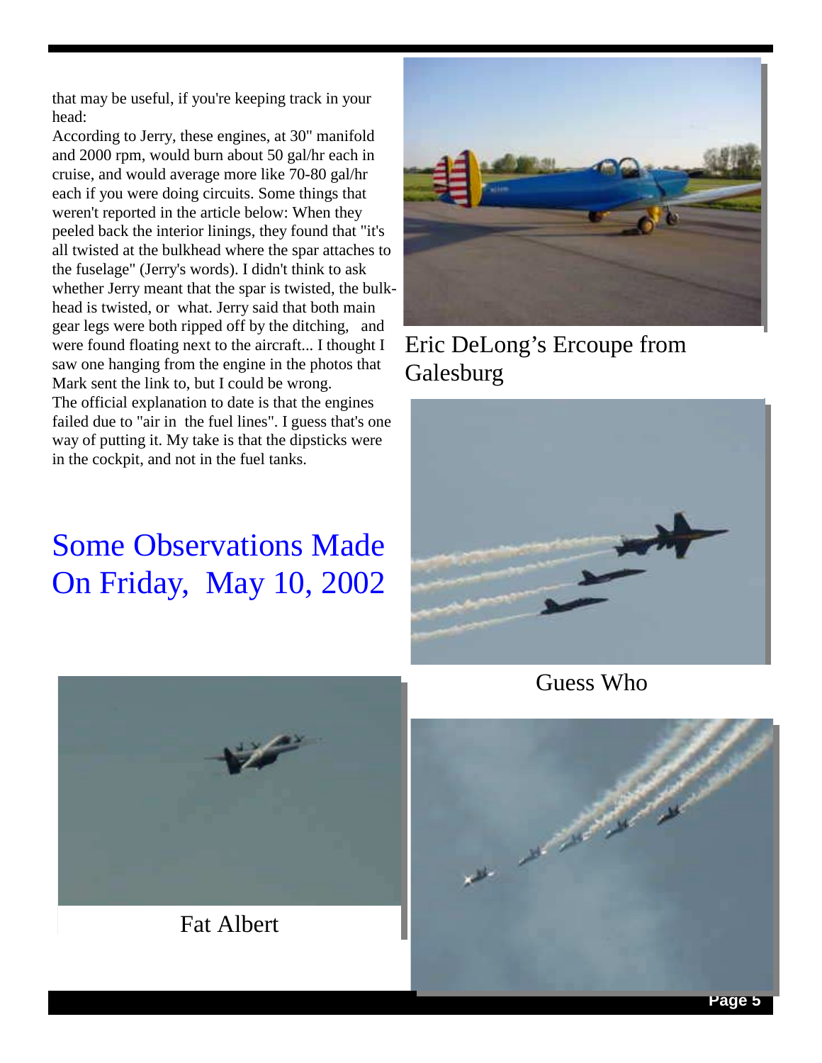that may be useful, if you're keeping track in your head:

According to Jerry, these engines, at 30" manifold and 2000 rpm, would burn about 50 gal/hr each in cruise, and would average more like 70-80 gal/hr each if you were doing circuits. Some things that weren't reported in the article below: When they peeled back the interior linings, they found that "it's all twisted at the bulkhead where the spar attaches to the fuselage" (Jerry's words). I didn't think to ask whether Jerry meant that the spar is twisted, the bulkhead is twisted, or what. Jerry said that both main gear legs were both ripped off by the ditching, and were found floating next to the aircraft... I thought I saw one hanging from the engine in the photos that Mark sent the link to, but I could be wrong.

The official explanation to date is that the engines failed due to "air in the fuel lines". I guess that's one way of putting it. My take is that the dipsticks were in the cockpit, and not in the fuel tanks.

Eric DeLong's Ercoupe from Galesburg

# Some Observations Made On Friday, May 10, 2002

Guess Who

Fat Albert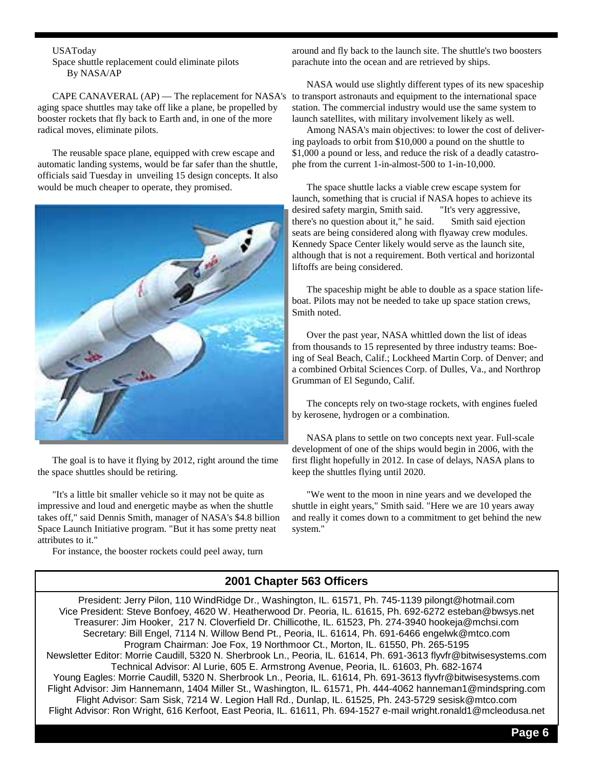USAToday

Space shuttle replacement could eliminate pilots

By NASA/AP

CAPE CANAVERAL (AP) — The replacement for NASA's aging space shuttles may take off like a plane, be propelled by booster rockets that fly back to Earth and, in one of the more radical moves, eliminate pilots.

The reusable space plane, equipped with crew escape and automatic landing systems, would be far safer than the shuttle, officials said Tuesday in unveiling 15 design concepts. It also would be much cheaper to operate, they promised.

The goal is to have it flying by 2012, right around the time the space shuttles should be retiring.

"It's a little bit smaller vehicle so it may not be quite as impressive and loud and energetic maybe as when the shuttle takes off," said Dennis Smith, manager of NASA's $4.8 billion Space Launch Initiative program. "But it has some pretty neat attributes to it."

For instance, the booster rockets could peel away, turn around and fly back to the launch site. The shuttle's two boosters parachute into the ocean and are retrieved by ships.

NASA would use slightly different types of its new spaceship to transport astronauts and equipment to the international space station. The commercial industry would use the same system to launch satellites, with military involvement likely as well.

Among NASA's main objectives: to lower the cost of delivering payloads to orbit from $10,000 a pound on the shuttle to $1,000 a pound or less, and reduce the risk of a deadly catastrophe from the current 1-in-almost-500 to 1-in-10,000.

The space shuttle lacks a viable crew escape system for launch, something that is crucial if NASA hopes to achieve its desired safety margin, Smith said. "It's very aggressive, there's no question about it," he said. Smith said ejection seats are being considered along with flyaway crew modules. Kennedy Space Center likely would serve as the launch site, although that is not a requirement. Both vertical and horizontal liftoffs are being considered.

The spaceship might be able to double as a space station lifeboat. Pilots may not be needed to take up space station crews, Smith noted.

Over the past year, NASA whittled down the list of ideas from thousands to 15 represented by three industry teams: Boeing of Seal Beach, Calif.; Lockheed Martin Corp. of Denver; and a combined Orbital Sciences Corp. of Dulles, Va., and Northrop Grumman of El Segundo, Calif.

The concepts rely on two-stage rockets, with engines fueled by kerosene, hydrogen or a combination.

NASA plans to settle on two concepts next year. Full-scale development of one of the ships would begin in 2006, with the first flight hopefully in 2012. In case of delays, NASA plans to keep the shuttles flying until 2020.

"We went to the moon in nine years and we developed the shuttle in eight years," Smith said. "Here we are 10 years away and really it comes down to a commitment to get behind the new system."

## 2001 Chapter 563 Officers

President: Jerry Pilon, 110 WindRidge Dr., Washington, IL. 61571, Ph. 745-1139 pilongt@hotmail.com
Vice President: Steve Bonfoey, 4620 W. Heatherwood Dr. Peoria, IL. 61615, Ph. 692-6272 esteban@bwsys.net
Treasurer: Jim Hooker, 217 N. Cloverfield Dr. Chillicothe, IL. 61523, Ph. 274-3940 hookeja@mchsi.com
Secretary: Bill Engel, 7114 N. Willow Bend Pt., Peoria, IL. 61614, Ph. 691-6466 engelwk@mtco.com
Program Chairman: Joe Fox, 19 Northmoor Ct., Morton, IL. 61550, Ph. 265-5195
Newsletter Editor: Morrie Caudill, 5320 N. Sherbrook Ln., Peoria, IL. 61614, Ph. 691-3613 flyvfr@bitwisesystems.com
Technical Advisor: Al Lurie, 605 E. Armstrong Avenue, Peoria, IL. 61603, Ph. 682-1674
Young Eagles: Morrie Caudill, 5320 N. Sherbrook Ln., Peoria, IL. 61614, Ph. 691-3613 flyvfr@bitwisesystems.com
Flight Advisor: Jim Hannemann, 1404 Miller St., Washington, IL. 61571, Ph. 444-4062 hanneman1@mindspring.com
Flight Advisor: Sam Sisk, 7214 W. Legion Hall Rd., Dunlap, IL. 61525, Ph. 243-5729 sesisk@mtco.com
Flight Advisor: Ron Wright, 616 Kerfoot, East Peoria, IL. 61611, Ph. 694-1527 e-mail wright.ronald1@mcleodusa.net